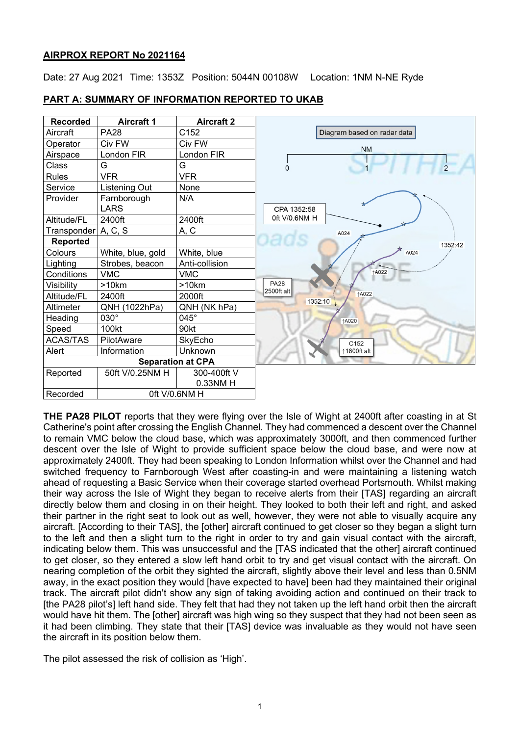**AIRPROX REPORT No 2021164**

Date: 27 Aug 2021 Time: 1353Z Position: 5044N 00108W Location: 1NM N-NE Ryde

**PART A: SUMMARY OF INFORMATION REPORTED TO UKAB**

| Recorded | Aircraft 1 | Aircraft 2 |
|---|---|---|
| Aircraft | PA28 | C152 |
| Operator | Civ FW | Civ FW |
| Airspace | London FIR | London FIR |
| Class | G | G |
| Rules | VFR | VFR |
| Service | Listening Out | None |
| Provider | Farnborough LARS | N/A |
| Altitude/FL | 2400ft | 2400ft |
| Transponder | A, C, S | A, C |
| **Reported** | | |
| Colours | White, blue, gold | White, blue |
| Lighting | Strobes, beacon | Anti-collision |
| Conditions | VMC | VMC |
| Visibility | >10km | >10km |
| Altitude/FL | 2400ft | 2000ft |
| Altimeter | QNH (1022hPa) | QNH (NK hPa) |
| Heading | 030° | 045° |
| Speed | 100kt | 90kt |
| ACAS/TAS | PilotAware | SkyEcho |
| Alert | Information | Unknown |
| **Separation at CPA** | | |
| Reported | 50ft V/0.25NM H | 300-400ft V 0.33NM H |
| Recorded | 0ft V/0.6NM H | |

**THE PA28 PILOT** reports that they were flying over the Isle of Wight at 2400ft after coasting in at St Catherine's point after crossing the English Channel. They had commenced a descent over the Channel to remain VMC below the cloud base, which was approximately 3000ft, and then commenced further descent over the Isle of Wight to provide sufficient space below the cloud base, and were now at approximately 2400ft. They had been speaking to London Information whilst over the Channel and had switched frequency to Farnborough West after coasting-in and were maintaining a listening watch ahead of requesting a Basic Service when their coverage started overhead Portsmouth. Whilst making their way across the Isle of Wight they began to receive alerts from their [TAS] regarding an aircraft directly below them and closing in on their height. They looked to both their left and right, and asked their partner in the right seat to look out as well, however, they were not able to visually acquire any aircraft. [According to their TAS], the [other] aircraft continued to get closer so they began a slight turn to the left and then a slight turn to the right in order to try and gain visual contact with the aircraft, indicating below them. This was unsuccessful and the [TAS indicated that the other] aircraft continued to get closer, so they entered a slow left hand orbit to try and get visual contact with the aircraft. On nearing completion of the orbit they sighted the aircraft, slightly above their level and less than 0.5NM away, in the exact position they would [have expected to have] been had they maintained their original track. The aircraft pilot didn't show any sign of taking avoiding action and continued on their track to [the PA28 pilot's] left hand side. They felt that had they not taken up the left hand orbit then the aircraft would have hit them. The [other] aircraft was high wing so they suspect that they had not been seen as it had been climbing. They state that their [TAS] device was invaluable as they would not have seen the aircraft in its position below them.

The pilot assessed the risk of collision as 'High'.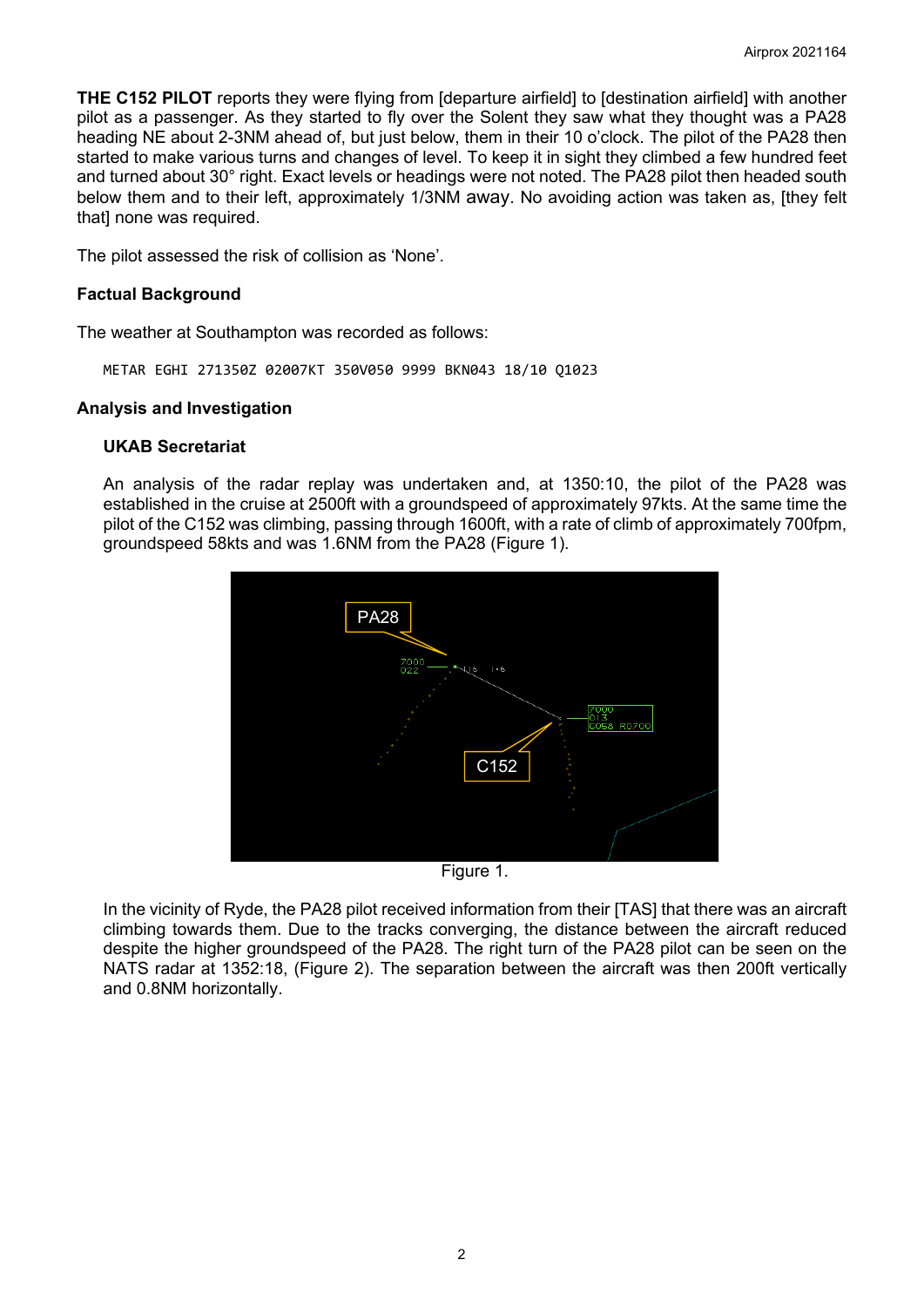**THE C152 PILOT** reports they were flying from [departure airfield] to [destination airfield] with another pilot as a passenger. As they started to fly over the Solent they saw what they thought was a PA28 heading NE about 2-3NM ahead of, but just below, them in their 10 o'clock. The pilot of the PA28 then started to make various turns and changes of level. To keep it in sight they climbed a few hundred feet and turned about 30° right. Exact levels or headings were not noted. The PA28 pilot then headed south below them and to their left, approximately 1/3NM away. No avoiding action was taken as, [they felt that] none was required.

The pilot assessed the risk of collision as 'None'.

### Factual Background

The weather at Southampton was recorded as follows:

```
METAR EGHI 271350Z 02007KT 350V050 9999 BKN043 18/10 Q1023
```

### Analysis and Investigation

#### UKAB Secretariat

An analysis of the radar replay was undertaken and, at 1350:10, the pilot of the PA28 was established in the cruise at 2500ft with a groundspeed of approximately 97kts. At the same time the pilot of the C152 was climbing, passing through 1600ft, with a rate of climb of approximately 700fpm, groundspeed 58kts and was 1.6NM from the PA28 (Figure 1).

Figure 1.

In the vicinity of Ryde, the PA28 pilot received information from their [TAS] that there was an aircraft climbing towards them. Due to the tracks converging, the distance between the aircraft reduced despite the higher groundspeed of the PA28. The right turn of the PA28 pilot can be seen on the NATS radar at 1352:18, (Figure 2). The separation between the aircraft was then 200ft vertically and 0.8NM horizontally.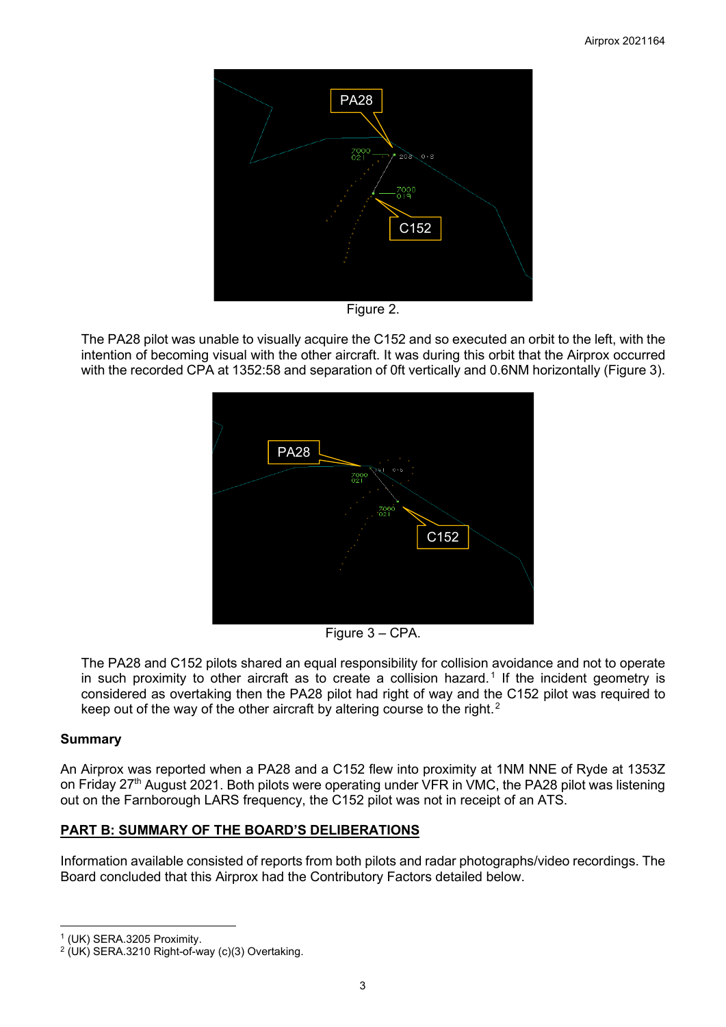Figure 2.

The PA28 pilot was unable to visually acquire the C152 and so executed an orbit to the left, with the intention of becoming visual with the other aircraft. It was during this orbit that the Airprox occurred with the recorded CPA at 1352:58 and separation of 0ft vertically and 0.6NM horizontally (Figure 3).

Figure 3 – CPA.

The PA28 and C152 pilots shared an equal responsibility for collision avoidance and not to operate in such proximity to other aircraft as to create a collision hazard.[1] If the incident geometry is considered as overtaking then the PA28 pilot had right of way and the C152 pilot was required to keep out of the way of the other aircraft by altering course to the right.[2]

## Summary

An Airprox was reported when a PA28 and a C152 flew into proximity at 1NM NNE of Ryde at 1353Z on Friday 27th August 2021. Both pilots were operating under VFR in VMC, the PA28 pilot was listening out on the Farnborough LARS frequency, the C152 pilot was not in receipt of an ATS.

## PART B: SUMMARY OF THE BOARD'S DELIBERATIONS

Information available consisted of reports from both pilots and radar photographs/video recordings. The Board concluded that this Airprox had the Contributory Factors detailed below.

---

[1] (UK) SERA.3205 Proximity.

[2] (UK) SERA.3210 Right-of-way (c)(3) Overtaking.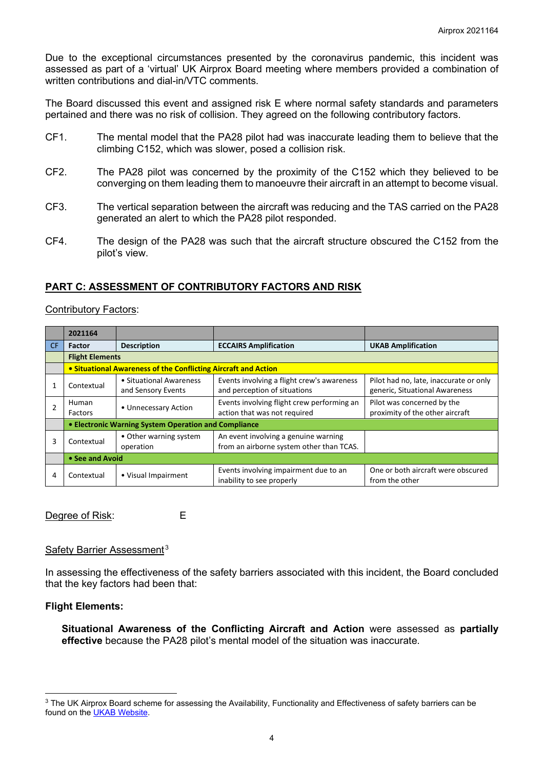Due to the exceptional circumstances presented by the coronavirus pandemic, this incident was assessed as part of a 'virtual' UK Airprox Board meeting where members provided a combination of written contributions and dial-in/VTC comments.

The Board discussed this event and assigned risk E where normal safety standards and parameters pertained and there was no risk of collision. They agreed on the following contributory factors.

CF1. The mental model that the PA28 pilot had was inaccurate leading them to believe that the climbing C152, which was slower, posed a collision risk.

CF2. The PA28 pilot was concerned by the proximity of the C152 which they believed to be converging on them leading them to manoeuvre their aircraft in an attempt to become visual.

CF3. The vertical separation between the aircraft was reducing and the TAS carried on the PA28 generated an alert to which the PA28 pilot responded.

CF4. The design of the PA28 was such that the aircraft structure obscured the C152 from the pilot's view.

## PART C: ASSESSMENT OF CONTRIBUTORY FACTORS AND RISK

Contributory Factors:

| | 2021164 | | | |
|---|---|---|---|---|
| CF | Factor | Description | ECCAIRS Amplification | UKAB Amplification |
| | **Flight Elements** | | | |
| | **• Situational Awareness of the Conflicting Aircraft and Action** | | | |
| 1 | Contextual | • Situational Awareness and Sensory Events | Events involving a flight crew's awareness and perception of situations | Pilot had no, late, inaccurate or only generic, Situational Awareness |
| 2 | Human Factors | • Unnecessary Action | Events involving flight crew performing an action that was not required | Pilot was concerned by the proximity of the other aircraft |
| | **• Electronic Warning System Operation and Compliance** | | | |
| 3 | Contextual | • Other warning system operation | An event involving a genuine warning from an airborne system other than TCAS. | |
| | **• See and Avoid** | | | |
| 4 | Contextual | • Visual Impairment | Events involving impairment due to an inability to see properly | One or both aircraft were obscured from the other |

Degree of Risk: E

Safety Barrier Assessment[3]

In assessing the effectiveness of the safety barriers associated with this incident, the Board concluded that the key factors had been that:

**Flight Elements:**

**Situational Awareness of the Conflicting Aircraft and Action** were assessed as **partially effective** because the PA28 pilot's mental model of the situation was inaccurate.

[3] The UK Airprox Board scheme for assessing the Availability, Functionality and Effectiveness of safety barriers can be found on the UKAB Website.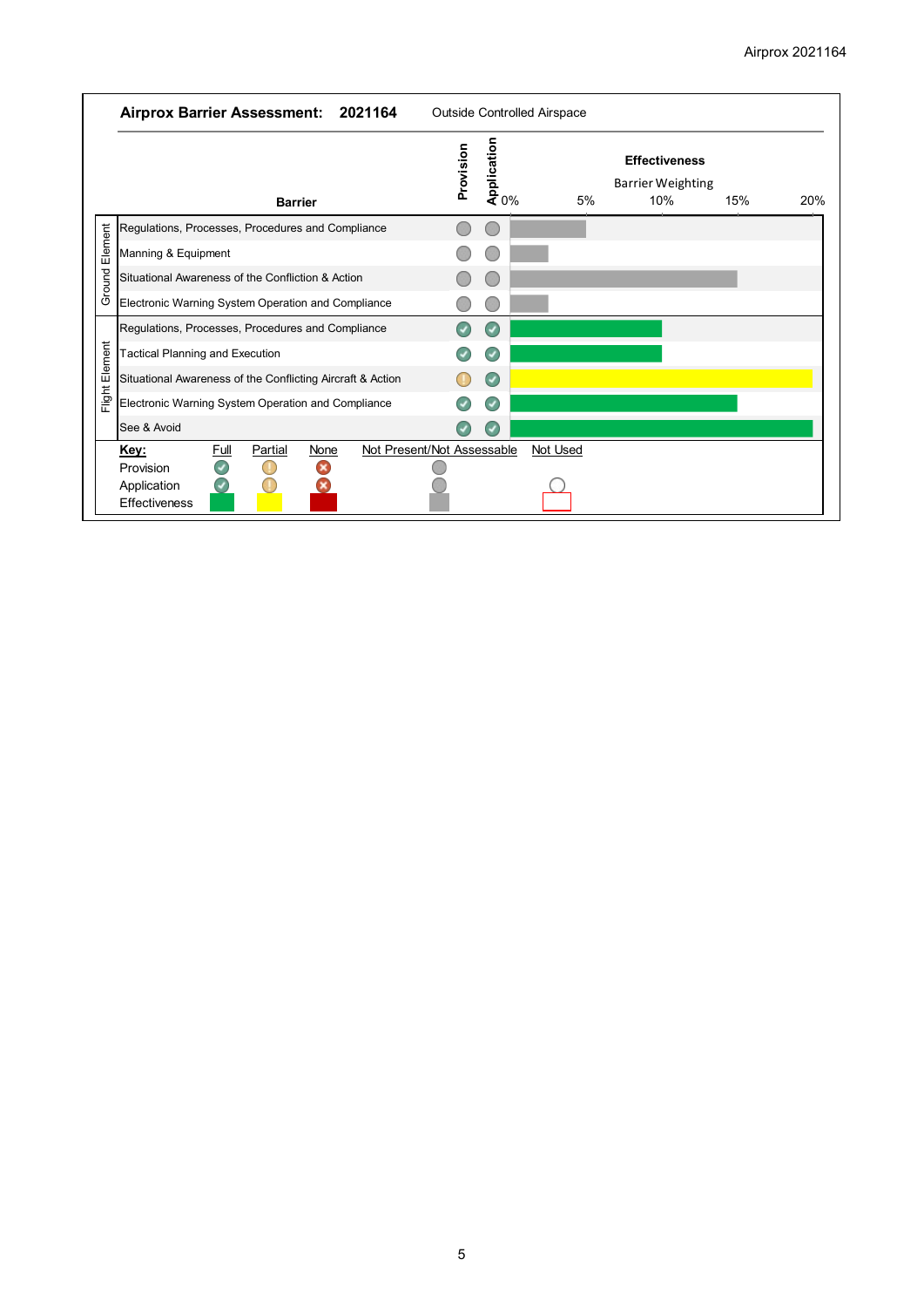**Airprox Barrier Assessment: 2021164** Outside Controlled Airspace

| | Barrier | Provision | Application | Effectiveness |
|---|---|---|---|---|
| Ground Element | Regulations, Processes, Procedures and Compliance | Not Present/Not Assessable | Not Present/Not Assessable | |
| | Manning & Equipment | Not Present/Not Assessable | Not Present/Not Assessable | |
| | Situational Awareness of the Confliction & Action | Not Present/Not Assessable | Not Present/Not Assessable | |
| | Electronic Warning System Operation and Compliance | Not Present/Not Assessable | Not Present/Not Assessable | |
| Flight Element | Regulations, Processes, Procedures and Compliance | Full | Full | |
| | Tactical Planning and Execution | Full | Full | |
| | Situational Awareness of the Conflicting Aircraft & Action | Partial | Full | |
| | Electronic Warning System Operation and Compliance | Full | Full | |
| | See & Avoid | Full | Full | |

Effectiveness
Barrier Weighting
0% 5% 10% 15% 20%

**Key:** Full, Partial, None, Not Present/Not Assessable, Not Used
Provision
Application
Effectiveness